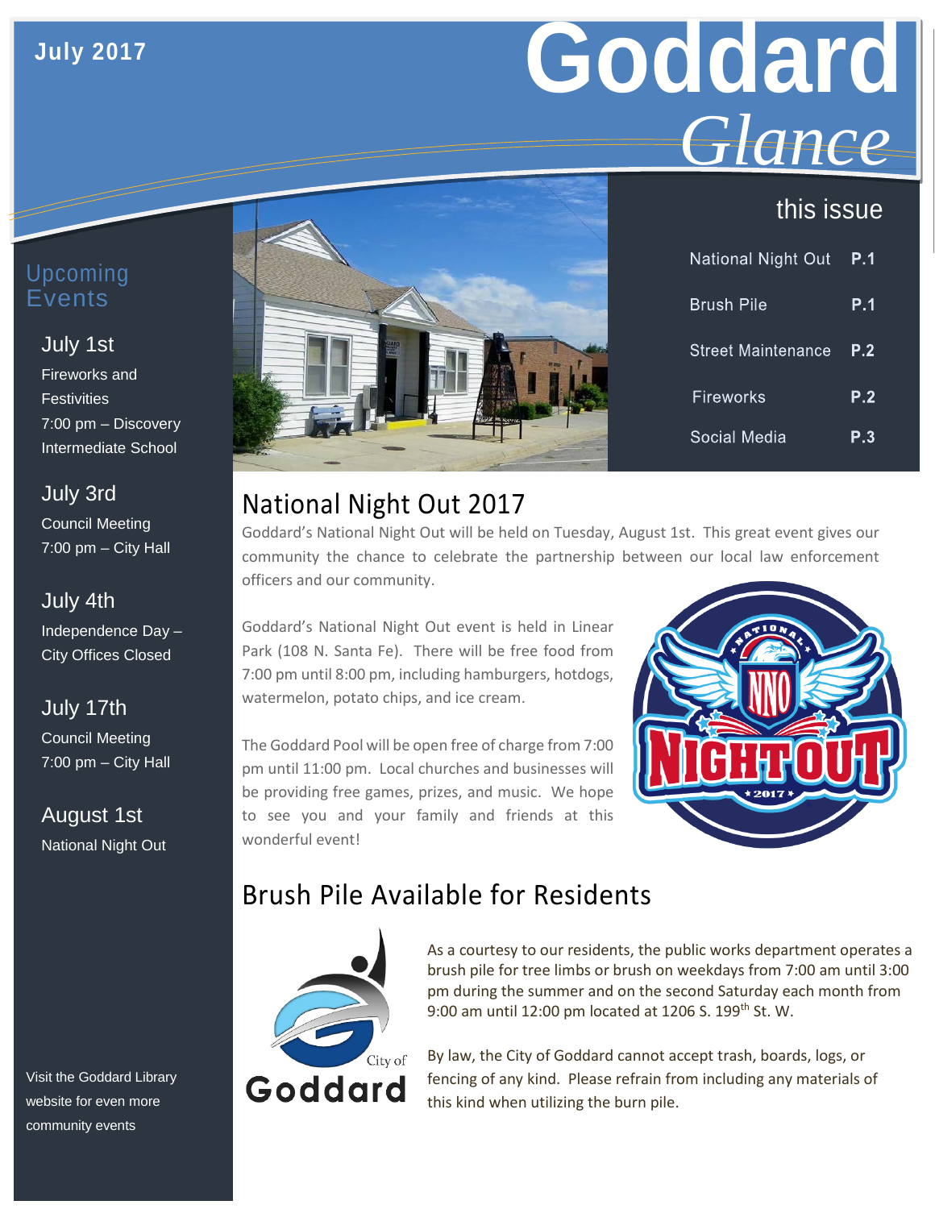July 2017

# Goddard *Glance*

## this issue

| | |
|---|---|
| National Night Out | P.1 |
| Brush Pile | P.1 |
| Street Maintenance | P.2 |
| Fireworks | P.2 |
| Social Media | P.3 |

## Upcoming Events

**July 1st**
Fireworks and Festivities
7:00 pm – Discovery Intermediate School

**July 3rd**
Council Meeting
7:00 pm – City Hall

**July 4th**
Independence Day – City Offices Closed

**July 17th**
Council Meeting
7:00 pm – City Hall

**August 1st**
National Night Out

Visit the Goddard Library website for even more community events

## National Night Out 2017

Goddard's National Night Out will be held on Tuesday, August 1st. This great event gives our community the chance to celebrate the partnership between our local law enforcement officers and our community.

Goddard's National Night Out event is held in Linear Park (108 N. Santa Fe). There will be free food from 7:00 pm until 8:00 pm, including hamburgers, hotdogs, watermelon, potato chips, and ice cream.

The Goddard Pool will be open free of charge from 7:00 pm until 11:00 pm. Local churches and businesses will be providing free games, prizes, and music. We hope to see you and your family and friends at this wonderful event!

## Brush Pile Available for Residents

As a courtesy to our residents, the public works department operates a brush pile for tree limbs or brush on weekdays from 7:00 am until 3:00 pm during the summer and on the second Saturday each month from 9:00 am until 12:00 pm located at 1206 S. 199th St. W.

By law, the City of Goddard cannot accept trash, boards, logs, or fencing of any kind. Please refrain from including any materials of this kind when utilizing the burn pile.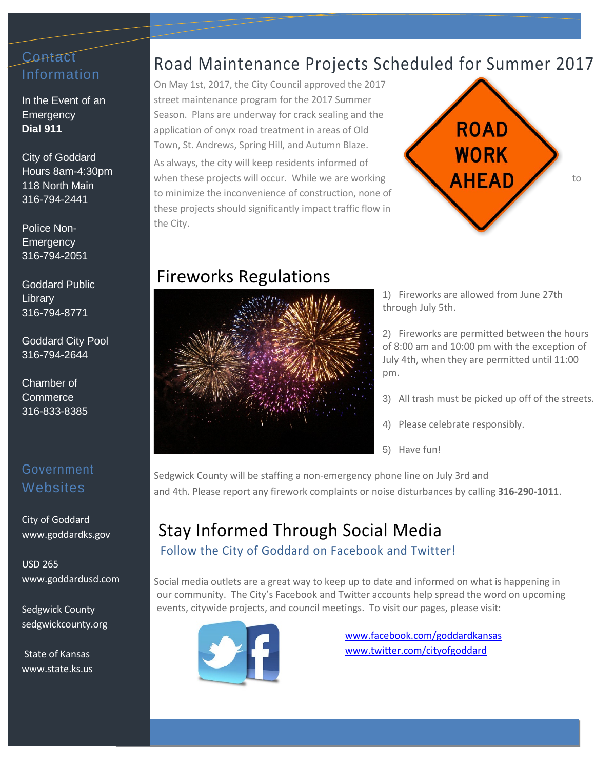## Contact Information

In the Event of an Emergency
**Dial 911**

City of Goddard
Hours 8am-4:30pm
118 North Main
316-794-2441

Police Non-Emergency
316-794-2051

Goddard Public Library
316-794-8771

Goddard City Pool
316-794-2644

Chamber of Commerce
316-833-8385

## Government Websites

City of Goddard
www.goddardks.gov

USD 265
www.goddardusd.com

Sedgwick County
sedgwickcounty.org

State of Kansas
www.state.ks.us

# Road Maintenance Projects Scheduled for Summer 2017

On May 1st, 2017, the City Council approved the 2017 street maintenance program for the 2017 Summer Season. Plans are underway for crack sealing and the application of onyx road treatment in areas of Old Town, St. Andrews, Spring Hill, and Autumn Blaze.

As always, the city will keep residents informed of when these projects will occur. While we are working to to minimize the inconvenience of construction, none of these projects should significantly impact traffic flow in the City.

ROAD WORK AHEAD

# Fireworks Regulations

1) Fireworks are allowed from June 27th through July 5th.

2) Fireworks are permitted between the hours of 8:00 am and 10:00 pm with the exception of July 4th, when they are permitted until 11:00 pm.

3) All trash must be picked up off of the streets.

4) Please celebrate responsibly.

5) Have fun!

Sedgwick County will be staffing a non-emergency phone line on July 3rd and and 4th. Please report any firework complaints or noise disturbances by calling **316-290-1011**.

# Stay Informed Through Social Media

### Follow the City of Goddard on Facebook and Twitter!

Social media outlets are a great way to keep up to date and informed on what is happening in our community. The City's Facebook and Twitter accounts help spread the word on upcoming events, citywide projects, and council meetings. To visit our pages, please visit:

www.facebook.com/goddardkansas
www.twitter.com/cityofgoddard